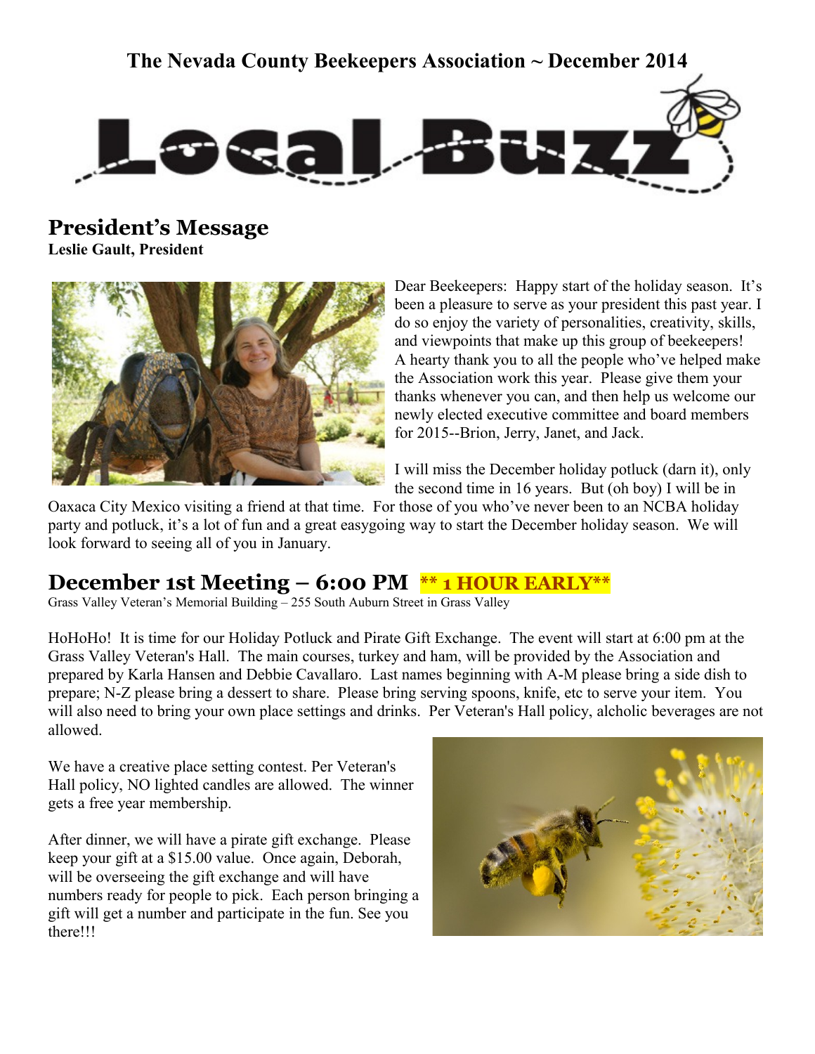# The Nevada County Beekeepers Association ~ December 2014

# Local Buzz

## President's Message

**Leslie Gault, President**

Dear Beekeepers: Happy start of the holiday season. It's been a pleasure to serve as your president this past year. I do so enjoy the variety of personalities, creativity, skills, and viewpoints that make up this group of beekeepers! A hearty thank you to all the people who've helped make the Association work this year. Please give them your thanks whenever you can, and then help us welcome our newly elected executive committee and board members for 2015--Brion, Jerry, Janet, and Jack.

I will miss the December holiday potluck (darn it), only the second time in 16 years. But (oh boy) I will be in Oaxaca City Mexico visiting a friend at that time. For those of you who've never been to an NCBA holiday party and potluck, it's a lot of fun and a great easygoing way to start the December holiday season. We will look forward to seeing all of you in January.

## December 1st Meeting – 6:00 PM ** 1 HOUR EARLY**

Grass Valley Veteran's Memorial Building – 255 South Auburn Street in Grass Valley

HoHoHo! It is time for our Holiday Potluck and Pirate Gift Exchange. The event will start at 6:00 pm at the Grass Valley Veteran's Hall. The main courses, turkey and ham, will be provided by the Association and prepared by Karla Hansen and Debbie Cavallaro. Last names beginning with A-M please bring a side dish to prepare; N-Z please bring a dessert to share. Please bring serving spoons, knife, etc to serve your item. You will also need to bring your own place settings and drinks. Per Veteran's Hall policy, alcholic beverages are not allowed.

We have a creative place setting contest. Per Veteran's Hall policy, NO lighted candles are allowed. The winner gets a free year membership.

After dinner, we will have a pirate gift exchange. Please keep your gift at a $15.00 value. Once again, Deborah, will be overseeing the gift exchange and will have numbers ready for people to pick. Each person bringing a gift will get a number and participate in the fun. See you there!!!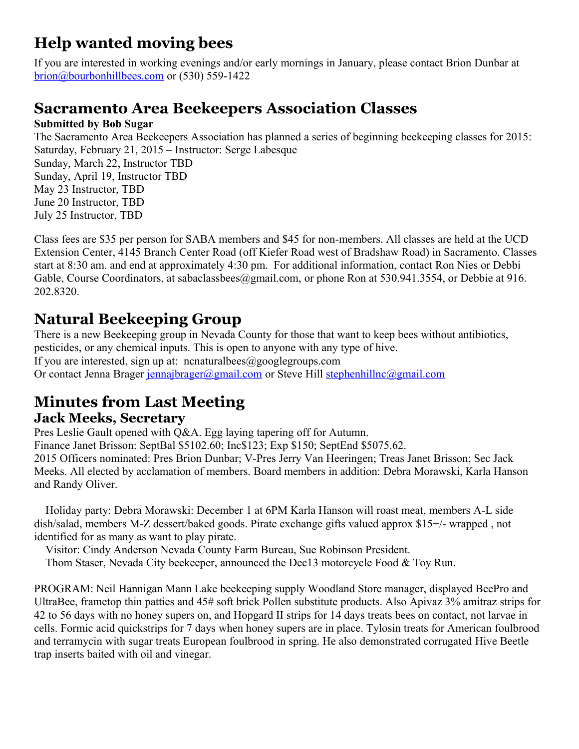## Help wanted moving bees

If you are interested in working evenings and/or early mornings in January, please contact Brion Dunbar at brion@bourbonhillbees.com or (530) 559-1422

## Sacramento Area Beekeepers Association Classes

**Submitted by Bob Sugar**

The Sacramento Area Beekeepers Association has planned a series of beginning beekeeping classes for 2015:
Saturday, February 21, 2015 – Instructor: Serge Labesque
Sunday, March 22, Instructor TBD
Sunday, April 19, Instructor TBD
May 23 Instructor, TBD
June 20 Instructor, TBD
July 25 Instructor, TBD

Class fees are $35 per person for SABA members and $45 for non-members. All classes are held at the UCD Extension Center, 4145 Branch Center Road (off Kiefer Road west of Bradshaw Road) in Sacramento. Classes start at 8:30 am. and end at approximately 4:30 pm. For additional information, contact Ron Nies or Debbi Gable, Course Coordinators, at sabaclassbees@gmail.com, or phone Ron at 530.941.3554, or Debbie at 916. 202.8320.

## Natural Beekeeping Group

There is a new Beekeeping group in Nevada County for those that want to keep bees without antibiotics, pesticides, or any chemical inputs. This is open to anyone with any type of hive.
If you are interested, sign up at: ncnaturalbees@googlegroups.com
Or contact Jenna Brager jennajbrager@gmail.com or Steve Hill stephenhillnc@gmail.com

## Minutes from Last Meeting

### Jack Meeks, Secretary

Pres Leslie Gault opened with Q&A. Egg laying tapering off for Autumn.
Finance Janet Brisson: SeptBal $5102.60; Inc$123; Exp $150; SeptEnd $5075.62.
2015 Officers nominated: Pres Brion Dunbar; V-Pres Jerry Van Heeringen; Treas Janet Brisson; Sec Jack Meeks. All elected by acclamation of members. Board members in addition: Debra Morawski, Karla Hanson and Randy Oliver.

Holiday party: Debra Morawski: December 1 at 6PM Karla Hanson will roast meat, members A-L side dish/salad, members M-Z dessert/baked goods. Pirate exchange gifts valued approx $15+/- wrapped , not identified for as many as want to play pirate.

Visitor: Cindy Anderson Nevada County Farm Bureau, Sue Robinson President.

Thom Staser, Nevada City beekeeper, announced the Dec13 motorcycle Food & Toy Run.

PROGRAM: Neil Hannigan Mann Lake beekeeping supply Woodland Store manager, displayed BeePro and UltraBee, frametop thin patties and 45# soft brick Pollen substitute products. Also Apivaz 3% amitraz strips for 42 to 56 days with no honey supers on, and Hopgard II strips for 14 days treats bees on contact, not larvae in cells. Formic acid quickstrips for 7 days when honey supers are in place. Tylosin treats for American foulbrood and terramycin with sugar treats European foulbrood in spring. He also demonstrated corrugated Hive Beetle trap inserts baited with oil and vinegar.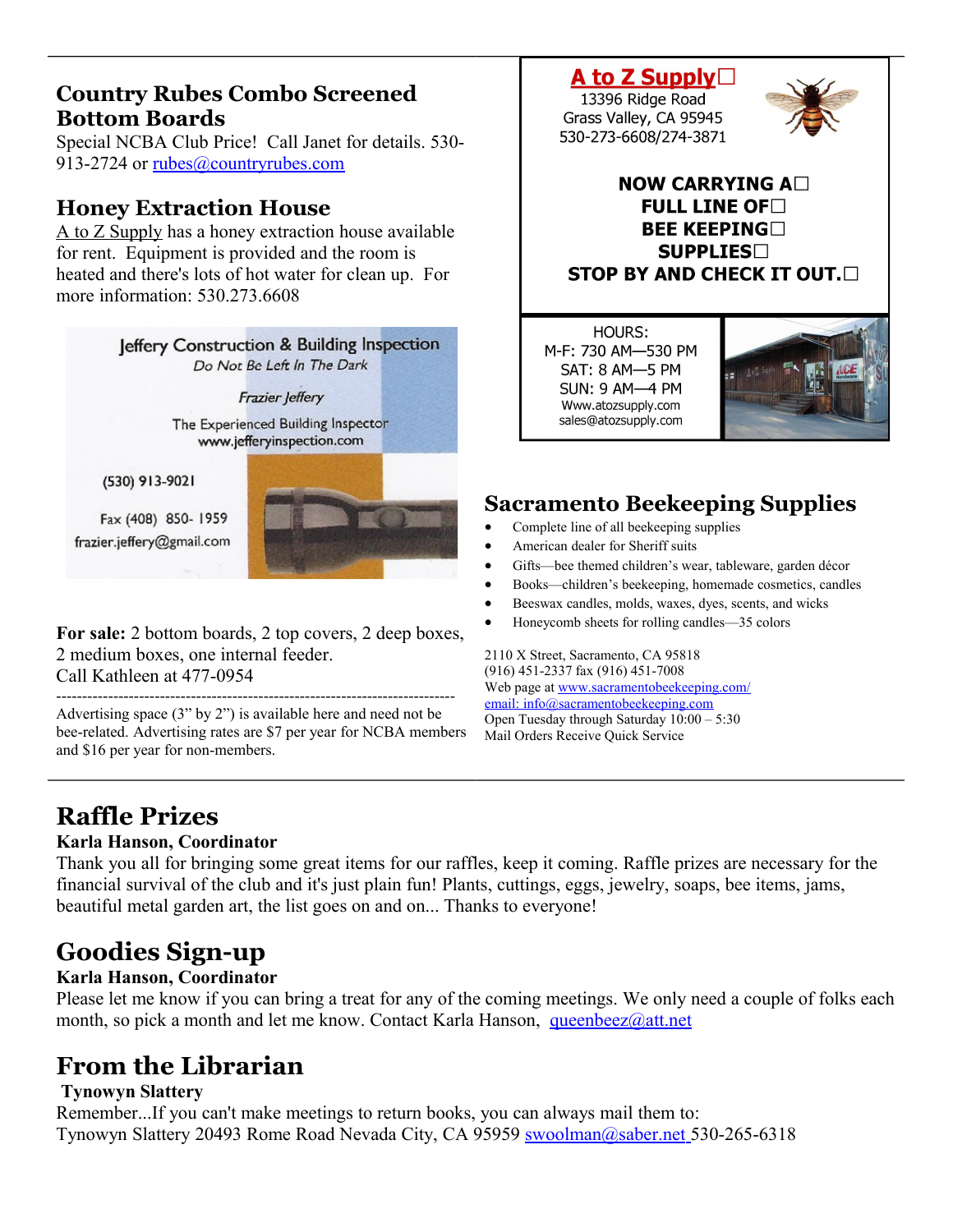## Country Rubes Combo Screened Bottom Boards

Special NCBA Club Price! Call Janet for details. 530-913-2724 or rubes@countryrubes.com

## Honey Extraction House

A to Z Supply has a honey extraction house available for rent. Equipment is provided and the room is heated and there's lots of hot water for clean up. For more information: 530.273.6608

Jeffery Construction & Building Inspection
*Do Not Be Left In The Dark*

*Frazier Jeffery*

The Experienced Building Inspector
www.jefferyinspection.com

(530) 913-9021

Fax (408) 850- 1959
frazier.jeffery@gmail.com

**For sale:** 2 bottom boards, 2 top covers, 2 deep boxes, 2 medium boxes, one internal feeder.
Call Kathleen at 477-0954

---

Advertising space (3" by 2") is available here and need not be bee-related. Advertising rates are $7 per year for NCBA members and $16 per year for non-members.

**A to Z Supply**
13396 Ridge Road
Grass Valley, CA 95945
530-273-6608/274-3871

**NOW CARRYING A FULL LINE OF BEE KEEPING SUPPLIES**
**STOP BY AND CHECK IT OUT.**

HOURS:
M-F: 730 AM—530 PM
SAT: 8 AM—5 PM
SUN: 9 AM—4 PM
Www.atozsupply.com
sales@atozsupply.com

## Sacramento Beekeeping Supplies

- Complete line of all beekeeping supplies
- American dealer for Sheriff suits
- Gifts—bee themed children's wear, tableware, garden décor
- Books—children's beekeeping, homemade cosmetics, candles
- Beeswax candles, molds, waxes, dyes, scents, and wicks
- Honeycomb sheets for rolling candles—35 colors

2110 X Street, Sacramento, CA 95818
(916) 451-2337 fax (916) 451-7008
Web page at www.sacramentobeekeeping.com/
email: info@sacramentobeekeeping.com
Open Tuesday through Saturday 10:00 – 5:30
Mail Orders Receive Quick Service

---

# Raffle Prizes

**Karla Hanson, Coordinator**

Thank you all for bringing some great items for our raffles, keep it coming. Raffle prizes are necessary for the financial survival of the club and it's just plain fun! Plants, cuttings, eggs, jewelry, soaps, bee items, jams, beautiful metal garden art, the list goes on and on... Thanks to everyone!

# Goodies Sign-up

**Karla Hanson, Coordinator**

Please let me know if you can bring a treat for any of the coming meetings. We only need a couple of folks each month, so pick a month and let me know. Contact Karla Hanson, queenbeez@att.net

# From the Librarian

**Tynowyn Slattery**

Remember...If you can't make meetings to return books, you can always mail them to:
Tynowyn Slattery 20493 Rome Road Nevada City, CA 95959 swoolman@saber.net 530-265-6318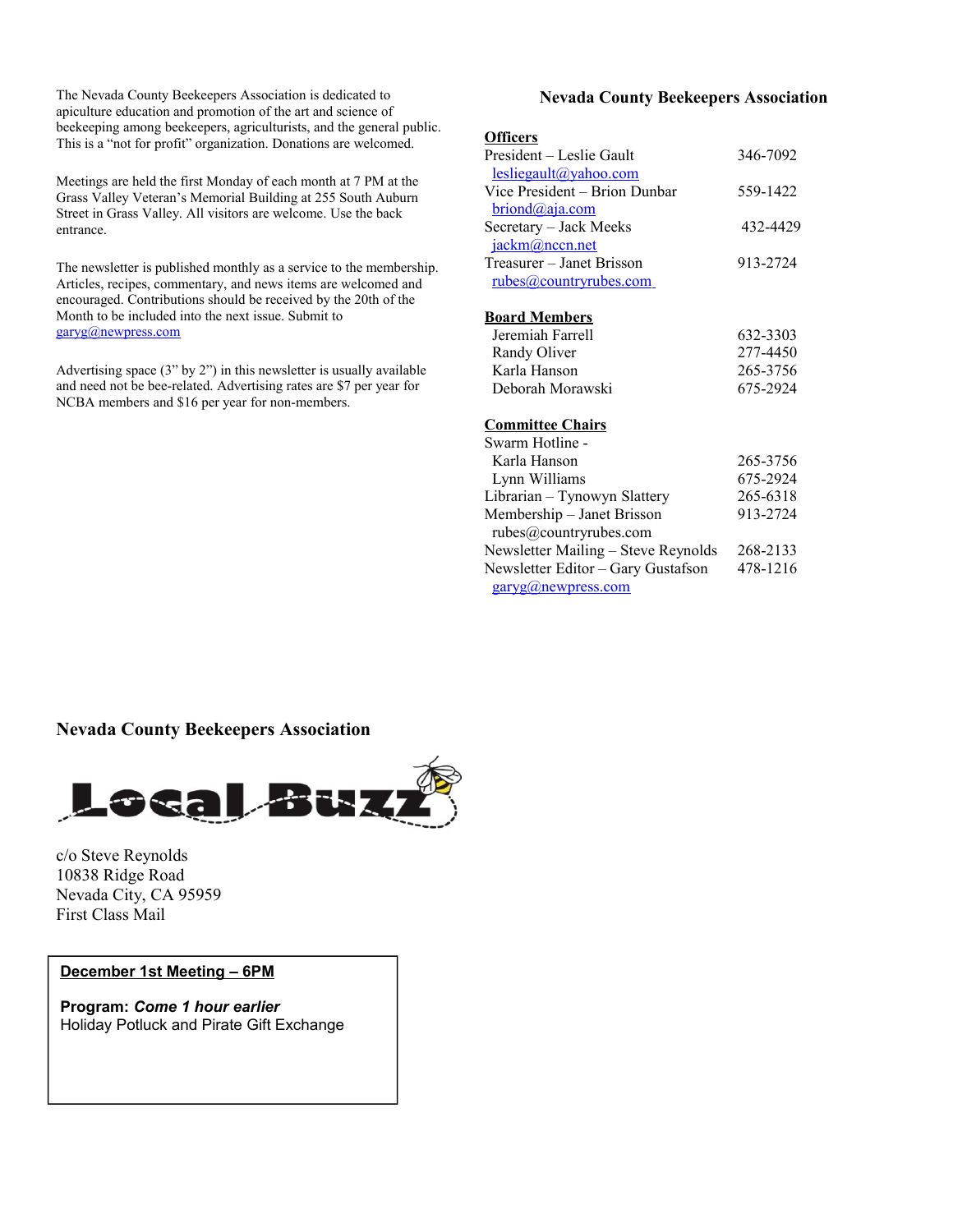The Nevada County Beekeepers Association is dedicated to apiculture education and promotion of the art and science of beekeeping among beekeepers, agriculturists, and the general public. This is a "not for profit" organization. Donations are welcomed.

Meetings are held the first Monday of each month at 7 PM at the Grass Valley Veteran's Memorial Building at 255 South Auburn Street in Grass Valley. All visitors are welcome. Use the back entrance.

The newsletter is published monthly as a service to the membership. Articles, recipes, commentary, and news items are welcomed and encouraged. Contributions should be received by the 20th of the Month to be included into the next issue. Submit to garyg@newpress.com

Advertising space (3" by 2") in this newsletter is usually available and need not be bee-related. Advertising rates are $7 per year for NCBA members and $16 per year non-members.

## Nevada County Beekeepers Association

**Officers**

President – Leslie Gault 346-7092
lesliegault@yahoo.com

Vice President – Brion Dunbar 559-1422
briond@aja.com

Secretary – Jack Meeks 432-4429
jackm@nccn.net

Treasurer – Janet Brisson 913-2724
rubes@countryrubes.com

**Board Members**

Jeremiah Farrell 632-3303
Randy Oliver 277-4450
Karla Hanson 265-3756
Deborah Morawski 675-2924

**Committee Chairs**

Swarm Hotline -
Karla Hanson 265-3756
Lynn Williams 675-2924

Librarian – Tynowyn Slattery 265-6318

Membership – Janet Brisson 913-2724
rubes@countryrubes.com

Newsletter Mailing – Steve Reynolds 268-2133

Newsletter Editor – Gary Gustafson 478-1216
garyg@newpress.com

## Nevada County Beekeepers Association

Local Buzz

c/o Steve Reynolds
10838 Ridge Road
Nevada City, CA 95959
First Class Mail

**December 1st Meeting – 6PM**

**Program:** ***Come 1 hour earlier***
Holiday Potluck and Pirate Gift Exchange